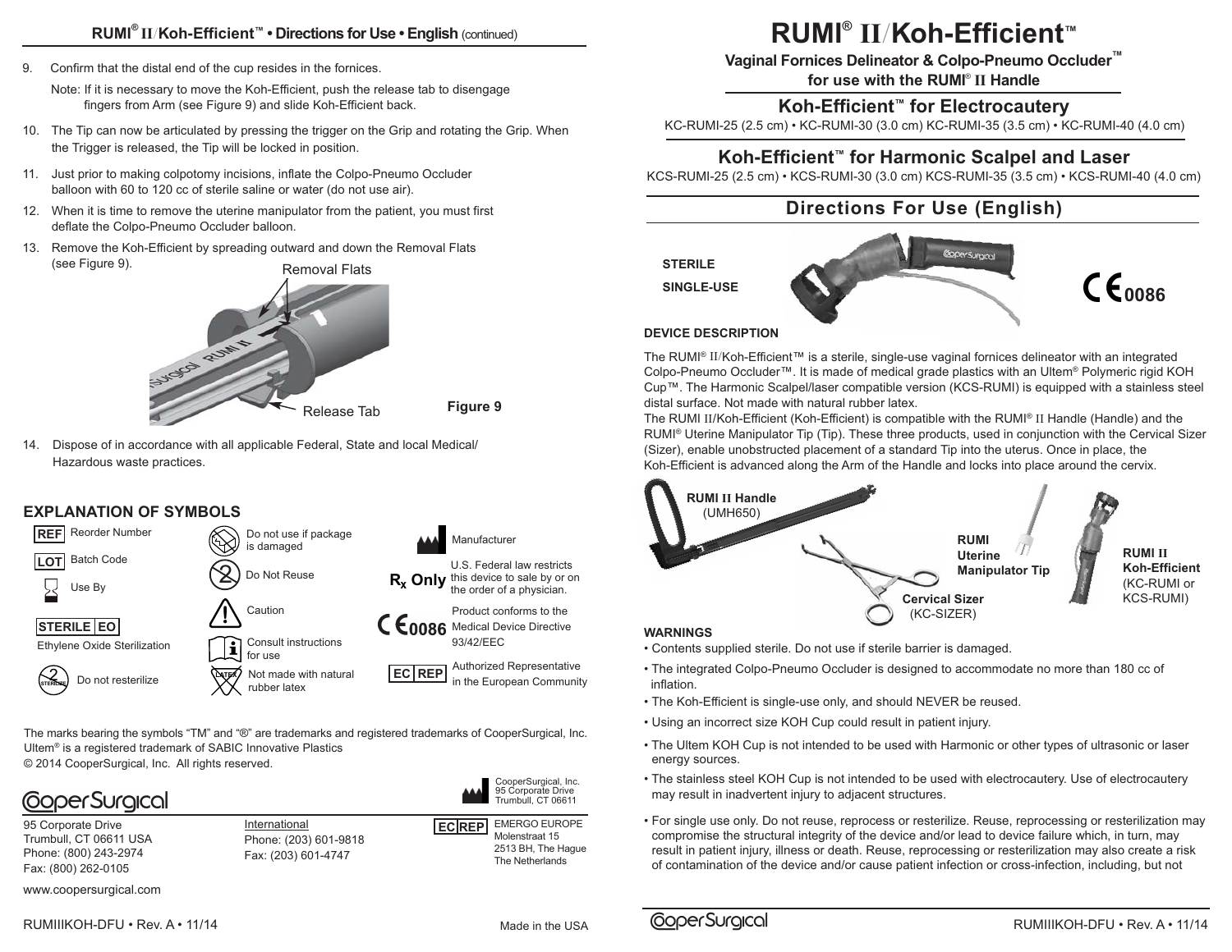# RUMI® II/Koh-Efficient™

**Vaginal Fornices Delineator & Colpo-Pneumo Occluder™ for use with the RUMI® II Handle**

## Koh-Efficient™ for Electrocautery

KC-RUMI-25 (2.5 cm) • KC-RUMI-30 (3.0 cm) KC-RUMI-35 (3.5 cm) • KC-RUMI-40 (4.0 cm)

## Koh-Efficient™ for Harmonic Scalpel and Laser

KCS-RUMI-25 (2.5 cm) • KCS-RUMI-30 (3.0 cm) KCS-RUMI-35 (3.5 cm) • KCS-RUMI-40 (4.0 cm)

## Directions For Use (English)

**STERILE**

**SINGLE-USE**

CE 0086

### DEVICE DESCRIPTION

The RUMI® II/Koh-Efficient™ is a sterile, single-use vaginal fornices delineator with an integrated Colpo-Pneumo Occluder™. It is made of medical grade plastics with an Ultem® Polymeric rigid KOH Cup™. The Harmonic Scalpel/laser compatible version (KCS-RUMI) is equipped with a stainless steel distal surface. Not made with natural rubber latex.

The RUMI II/Koh-Efficient (Koh-Efficient) is compatible with the RUMI® II Handle (Handle) and the RUMI® Uterine Manipulator Tip (Tip). These three products, used in conjunction with the Cervical Sizer (Sizer), enable unobstructed placement of a standard Tip into the uterus. Once in place, the Koh-Efficient is advanced along the Arm of the Handle and locks into place around the cervix.

RUMI II Handle (UMH650)

RUMI Uterine Manipulator Tip

Cervical Sizer (KC-SIZER)

RUMI II Koh-Efficient (KC-RUMI or KCS-RUMI)

### WARNINGS

- Contents supplied sterile. Do not use if sterile barrier is damaged.
- The integrated Colpo-Pneumo Occluder is designed to accommodate no more than 180 cc of inflation.
- The Koh-Efficient is single-use only, and should NEVER be reused.
- Using an incorrect size KOH Cup could result in patient injury.
- The Ultem KOH Cup is not intended to be used with Harmonic or other types of ultrasonic or laser energy sources.
- The stainless steel KOH Cup is not intended to be used with electrocautery. Use of electrocautery may result in inadvertent injury to adjacent structures.
- For single use only. Do not reuse, reprocess or resterilize. Reuse, reprocessing or resterilization may compromise the structural integrity of the device and/or lead to device failure which, in turn, may result in patient injury, illness or death. Reuse, reprocessing or resterilization may also create a risk of contamination of the device and/or cause patient infection or cross-infection, including, but not

---

## RUMI® II/Koh-Efficient™ • Directions for Use • English (continued)

9. Confirm that the distal end of the cup resides in the fornices.

   Note: If it is necessary to move the Koh-Efficient, push the release tab to disengage fingers from Arm (see Figure 9) and slide Koh-Efficient back.

10. The Tip can now be articulated by pressing the trigger on the Grip and rotating the Grip. When the Trigger is released, the Tip will be locked in position.
11. Just prior to making colpotomy incisions, inflate the Colpo-Pneumo Occluder balloon with 60 to 120 cc of sterile saline or water (do not use air).
12. When it is time to remove the uterine manipulator from the patient, you must first deflate the Colpo-Pneumo Occluder balloon.
13. Remove the Koh-Efficient by spreading outward and down the Removal Flats (see Figure 9).

Removal Flats

Release Tab

**Figure 9**

14. Dispose of in accordance with all applicable Federal, State and local Medical/ Hazardous waste practices.

### EXPLANATION OF SYMBOLS

| Symbol | Meaning |
|---|---|
| REF | Reorder Number |
| LOT | Batch Code |
| (hourglass) | Use By |
| STERILE EO | Ethylene Oxide Sterilization |
| (STERILIZE crossed) | Do not resterilize |
| (damaged package) | Do not use if package is damaged |
| (2 crossed) | Do Not Reuse |
| (!) | Caution |
| (i book) | Consult instructions for use |
| (LATEX crossed) | Not made with natural rubber latex |
| (factory) | Manufacturer |
| $R_x$ Only | U.S. Federal law restricts this device to sale by or on the order of a physician. |
| CE 0086 | Product conforms to the Medical Device Directive 93/42/EEC |
| EC REP | Authorized Representative in the European Community |

The marks bearing the symbols "TM" and "®" are trademarks and registered trademarks of CooperSurgical, Inc.
Ultem® is a registered trademark of SABIC Innovative Plastics
© 2014 CooperSurgical, Inc. All rights reserved.

CooperSurgical

95 Corporate Drive
Trumbull, CT 06611 USA
Phone: (800) 243-2974
Fax: (800) 262-0105

International
Phone: (203) 601-9818
Fax: (203) 601-4747

CooperSurgical, Inc.
95 Corporate Drive
Trumbull, CT 06611

EC REP: EMERGO EUROPE
Molenstraat 15
2513 BH, The Hague
The Netherlands

www.coopersurgical.com

RUMIIIKOH-DFU • Rev. A • 11/14

Made in the USA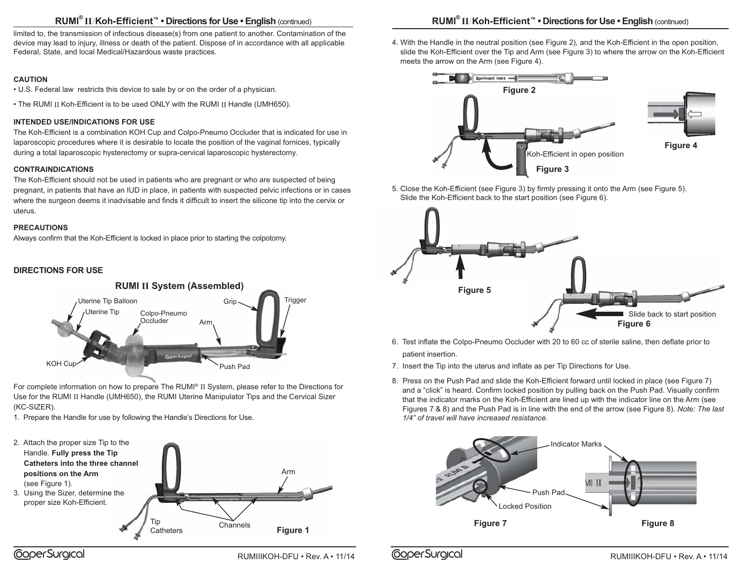limited to, the transmission of infectious disease(s) from one patient to another. Contamination of the device may lead to injury, illness or death of the patient. Dispose of in accordance with all applicable Federal, State, and local Medical/Hazardous waste practices.

### CAUTION

- U.S. Federal law restricts this device to sale by or on the order of a physician.
- The RUMI II Koh-Efficient is to be used ONLY with the RUMI II Handle (UMH650).

### INTENDED USE/INDICATIONS FOR USE

The Koh-Efficient is a combination KOH Cup and Colpo-Pneumo Occluder that is indicated for use in laparoscopic procedures where it is desirable to locate the position of the vaginal fornices, typically during a total laparoscopic hysterectomy or supra-cervical laparoscopic hysterectomy.

### CONTRAINDICATIONS

The Koh-Efficient should not be used in patients who are pregnant or who are suspected of being pregnant, in patients that have an IUD in place, in patients with suspected pelvic infections or in cases where the surgeon deems it inadvisable and finds it difficult to insert the silicone tip into the cervix or uterus.

### PRECAUTIONS

Always confirm that the Koh-Efficient is locked in place prior to starting the colpotomy.

### DIRECTIONS FOR USE

**RUMI II System (Assembled)**

Uterine Tip Balloon, Uterine Tip, Colpo-Pneumo Occluder, Grip, Trigger, Arm, KOH Cup, Push Pad

For complete information on how to prepare The RUMI® II System, please refer to the Directions for Use for the RUMI II Handle (UMH650), the RUMI Uterine Manipulator Tips and the Cervical Sizer (KC-SIZER).

1. Prepare the Handle for use by following the Handle's Directions for Use.
2. Attach the proper size Tip to the Handle. **Fully press the Tip Catheters into the three channel positions on the Arm** (see Figure 1).
3. Using the Sizer, determine the proper size Koh-Efficient.

Arm, Tip Catheters, Channels

Figure 1

4. With the Handle in the neutral position (see Figure 2), and the Koh-Efficient in the open position, slide the Koh-Efficient over the Tip and Arm (see Figure 3) to where the arrow on the Koh-Efficient meets the arrow on the Arm (see Figure 4).

Figure 2

Koh-Efficient in open position

Figure 3

Figure 4

5. Close the Koh-Efficient (see Figure 3) by firmly pressing it onto the Arm (see Figure 5). Slide the Koh-Efficient back to the start position (see Figure 6).

Figure 5

Slide back to start position

Figure 6

6. Test inflate the Colpo-Pneumo Occluder with 20 to 60 cc of sterile saline, then deflate prior to patient insertion.
7. Insert the Tip into the uterus and inflate as per Tip Directions for Use.
8. Press on the Push Pad and slide the Koh-Efficient forward until locked in place (see Figure 7) and a "click" is heard. Confirm locked position by pulling back on the Push Pad. Visually confirm that the indicator marks on the Koh-Efficient are lined up with the indicator line on the Arm (see Figures 7 & 8) and the Push Pad is in line with the end of the arrow (see Figure 8). *Note: The last 1/4" of travel will have increased resistance.*

Indicator Marks, Push Pad, Locked Position

Figure 7

Figure 8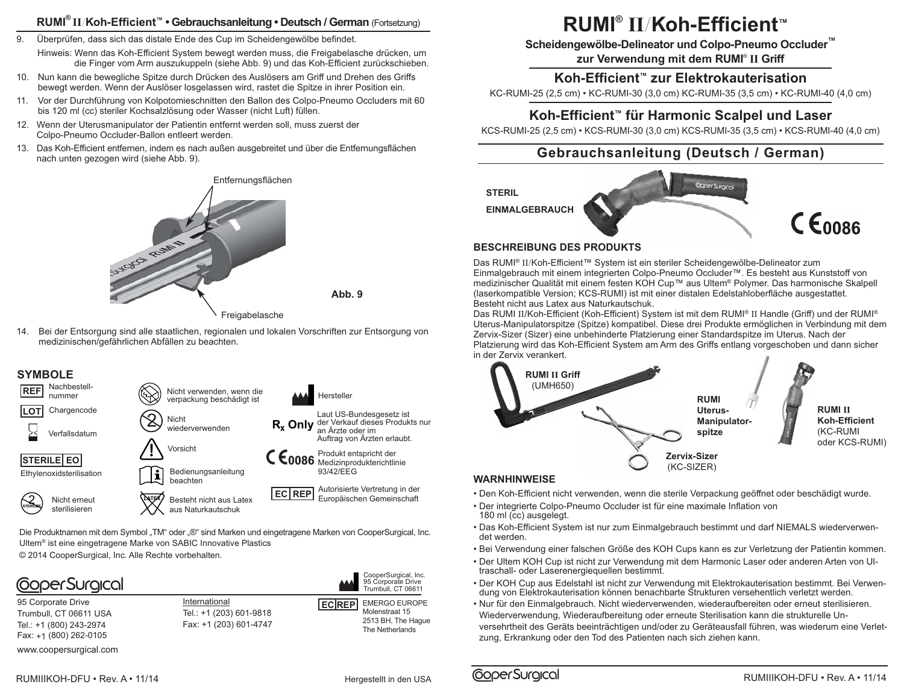## RUMI® II/Koh-Efficient™ • Gebrauchsanleitung • Deutsch / German (Fortsetzung)

9. Überprüfen, dass sich das distale Ende des Cup im Scheidengewölbe befindet.

   Hinweis: Wenn das Koh-Efficient System bewegt werden muss, die Freigabelasche drücken, um die Finger vom Arm auszukuppeln (siehe Abb. 9) und das Koh-Efficient zurückschieben.

10. Nun kann die bewegliche Spitze durch Drücken des Auslösers am Griff und Drehen des Griffs bewegt werden. Wenn der Auslöser losgelassen wird, rastet die Spitze in ihrer Position ein.
11. Vor der Durchführung von Kolpotomieschnitten den Ballon des Colpo-Pneumo Occluders mit 60 bis 120 ml (cc) steriler Kochsalzlösung oder Wasser (nicht Luft) füllen.
12. Wenn der Uterusmanipulator der Patientin entfernt werden soll, muss zuerst der Colpo-Pneumo Occluder-Ballon entleert werden.
13. Das Koh-Efficient entfernen, indem es nach außen ausgebreitet und über die Entfernungsflächen nach unten gezogen wird (siehe Abb. 9).

Entfernungsflächen

Freigabelasche

Abb. 9

14. Bei der Entsorgung sind alle staatlichen, regionalen und lokalen Vorschriften zur Entsorgung von medizinischen/gefährlichen Abfällen zu beachten.

### SYMBOLE

- REF – Nachbestellnummer
- LOT – Chargencode
- Verfallsdatum
- STERILE EO – Ethylenoxidsterilisation
- Nicht erneut sterilisieren
- Nicht verwenden, wenn die verpackung beschädigt ist
- Nicht wiederverwenden
- Vorsicht
- Bedienungsanleitung beachten
- Besteht nicht aus Latex aus Naturkautschuk
- Hersteller
- Rx Only – Laut US-Bundesgesetz ist der Verkauf dieses Produkts nur an Ärzte oder im Auftrag von Ärzten erlaubt.
- CE 0086 – Produkt entspricht der Medizinprodukterichtlinie 93/42/EEG
- EC REP – Autorisierte Vertretung in der Europäischen Gemeinschaft

Die Produktnamen mit dem Symbol „TM" oder „®" sind Marken und eingetragene Marken von CooperSurgical, Inc.
Ultem® ist eine eingetragene Marke von SABIC Innovative Plastics
© 2014 CooperSurgical, Inc. Alle Rechte vorbehalten.

CooperSurgical

95 Corporate Drive
Trumbull, CT 06611 USA
Tel.: +1 (800) 243-2974
Fax: +1 (800) 262-0105
www.coopersurgical.com

International
Tel.: +1 (203) 601-9818
Fax: +1 (203) 601-4747

CooperSurgical, Inc.
95 Corporate Drive
Trumbull, CT 06611

EC REP EMERGO EUROPE
Molenstraat 15
2513 BH, The Hague
The Netherlands

RUMIIIKOH-DFU • Rev. A • 11/14

Hergestellt in den USA

# RUMI® II/Koh-Efficient™

**Scheidengewölbe-Delineator und Colpo-Pneumo Occluder™ zur Verwendung mit dem RUMI® II Griff**

## Koh-Efficient™ zur Elektrokauterisation

KC-RUMI-25 (2,5 cm) • KC-RUMI-30 (3,0 cm) KC-RUMI-35 (3,5 cm) • KC-RUMI-40 (4,0 cm)

## Koh-Efficient™ für Harmonic Scalpel und Laser

KCS-RUMI-25 (2,5 cm) • KCS-RUMI-30 (3,0 cm) KCS-RUMI-35 (3,5 cm) • KCS-RUMI-40 (4,0 cm)

## Gebrauchsanleitung (Deutsch / German)

STERIL

EINMALGEBRAUCH

CE 0086

### BESCHREIBUNG DES PRODUKTS

Das RUMI® II/Koh-Efficient™ System ist ein steriler Scheidengewölbe-Delineator zum Einmalgebrauch mit einem integrierten Colpo-Pneumo Occluder™. Es besteht aus Kunststoff von medizinischer Qualität mit einem festen KOH Cup™ aus Ultem® Polymer. Das harmonische Skalpell (laserkompatible Version; KCS-RUMI) ist mit einer distalen Edelstahloberfläche ausgestattet. Besteht nicht aus Latex aus Naturkautschuk.

Das RUMI II/Koh-Efficient (Koh-Efficient) System ist mit dem RUMI® II Handle (Griff) und der RUMI® Uterus-Manipulatorspitze (Spitze) kompatibel. Diese drei Produkte ermöglichen in Verbindung mit dem Zervix-Sizer (Sizer) eine unbehinderte Platzierung einer Standardspitze im Uterus. Nach der Platzierung wird das Koh-Efficient System am Arm des Griffs entlang vorgeschoben und dann sicher in der Zervix verankert.

RUMI II Griff (UMH650)

RUMI Uterus-Manipulatorspitze

Zervix-Sizer (KC-SIZER)

RUMI II Koh-Efficient (KC-RUMI oder KCS-RUMI)

### WARNHINWEISE

- Den Koh-Efficient nicht verwenden, wenn die sterile Verpackung geöffnet oder beschädigt wurde.
- Der integrierte Colpo-Pneumo Occluder ist für eine maximale Inflation von 180 ml (cc) ausgelegt.
- Das Koh-Efficient System ist nur zum Einmalgebrauch bestimmt und darf NIEMALS wiederverwendet werden.
- Bei Verwendung einer falschen Größe des KOH Cups kann es zur Verletzung der Patientin kommen.
- Der Ultem KOH Cup ist nicht zur Verwendung mit dem Harmonic Laser oder anderen Arten von Ultraschall- oder Laserenergiequellen bestimmt.
- Der KOH Cup aus Edelstahl ist nicht zur Verwendung mit Elektrokauterisation bestimmt. Bei Verwendung von Elektrokauterisation können benachbarte Strukturen versehentlich verletzt werden.
- Nur für den Einmalgebrauch. Nicht wiederverwenden, wiederaufbereiten oder erneut sterilisieren. Wiederverwendung, Wiederaufbereitung oder erneute Sterilisation kann die strukturelle Unversehrtheit des Geräts beeinträchtigen und/oder zu Geräteausfall führen, was wiederum eine Verletzung, Erkrankung oder den Tod des Patienten nach sich ziehen kann.

CooperSurgical

RUMIIIKOH-DFU • Rev. A • 11/14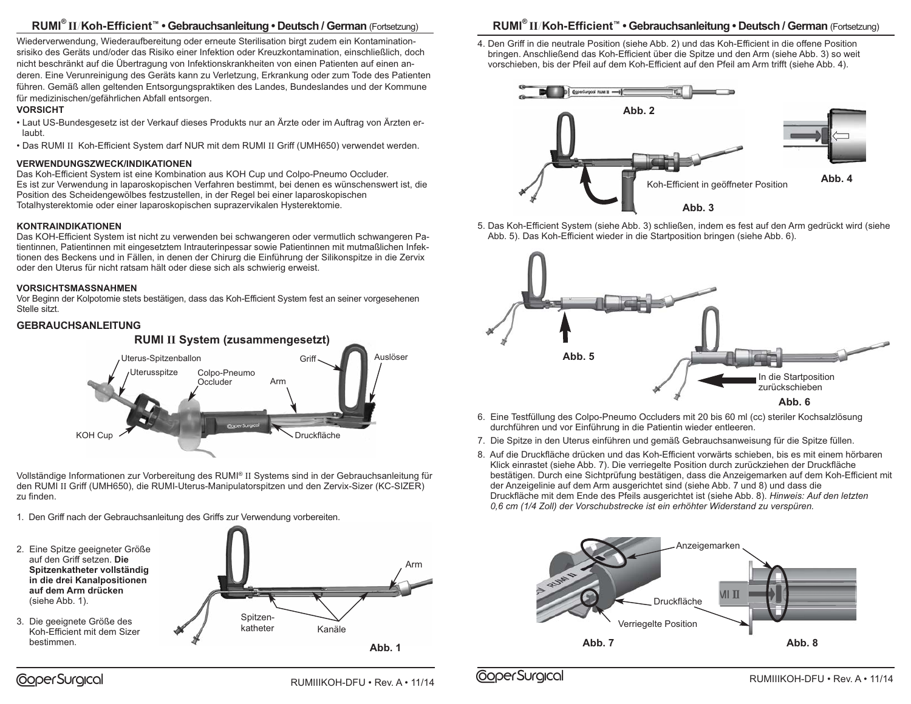Wiederverwendung, Wiederaufbereitung oder erneute Sterilisation birgt zudem ein Kontaminationsrisiko des Geräts und/oder das Risiko einer Infektion oder Kreuzkontamination, einschließlich, doch nicht beschränkt auf die Übertragung von Infektionskrankheiten von einen Patienten auf einen anderen. Eine Verunreinigung des Geräts kann zu Verletzung, Erkrankung oder zum Tode des Patienten führen. Gemäß allen geltenden Entsorgungspraktiken des Landes, Bundeslandes und der Kommune für medizinischen/gefährlichen Abfall entsorgen.

**VORSICHT**

- Laut US-Bundesgesetz ist der Verkauf dieses Produkts nur an Ärzte oder im Auftrag von Ärzten erlaubt.
- Das RUMI II Koh-Efficient System darf NUR mit dem RUMI II Griff (UMH650) verwendet werden.

**VERWENDUNGSZWECK/INDIKATIONEN**

Das Koh-Efficient System ist eine Kombination aus KOH Cup und Colpo-Pneumo Occluder. Es ist zur Verwendung in laparoskopischen Verfahren bestimmt, bei denen es wünschenswert ist, die Position des Scheidengewölbes festzustellen, in der Regel bei einer laparoskopischen Totalhysterektomie oder einer laparoskopischen suprazervikalen Hysterektomie.

**KONTRAINDIKATIONEN**

Das KOH-Efficient System ist nicht zu verwenden bei schwangeren oder vermutlich schwangeren Patientinnen, Patientinnen mit eingesetztem Intrauterinpessar sowie Patientinnen mit mutmaßlichen Infektionen des Beckens und in Fällen, in denen der Chirurg die Einführung der Silikonspitze in die Zervix oder den Uterus für nicht ratsam hält oder diese sich als schwierig erweist.

**VORSICHTSMASSNAHMEN**

Vor Beginn der Kolpotomie stets bestätigen, dass das Koh-Efficient System fest an seiner vorgesehenen Stelle sitzt.

## GEBRAUCHSANLEITUNG

### RUMI II System (zusammengesetzt)

Uterus-Spitzenballon, Uterusspitze, Colpo-Pneumo Occluder, Arm, Griff, Auslöser, KOH Cup, Druckfläche

Vollständige Informationen zur Vorbereitung des RUMI® II Systems sind in der Gebrauchsanleitung für den RUMI II Griff (UMH650), die RUMI-Uterus-Manipulatorspitzen und den Zervix-Sizer (KC-SIZER) zu finden.

1. Den Griff nach der Gebrauchsanleitung des Griffs zur Verwendung vorbereiten.
2. Eine Spitze geeigneter Größe auf den Griff setzen. **Die Spitzenkatheter vollständig in die drei Kanalpositionen auf dem Arm drücken** (siehe Abb. 1).
3. Die geeignete Größe des Koh-Efficient mit dem Sizer bestimmen.

Arm, Spitzenkatheter, Kanäle

Abb. 1

4. Den Griff in die neutrale Position (siehe Abb. 2) und das Koh-Efficient in die offene Position bringen. Anschließend das Koh-Efficient über die Spitze und den Arm (siehe Abb. 3) so weit vorschieben, bis der Pfeil auf dem Koh-Efficient auf den Pfeil am Arm trifft (siehe Abb. 4).

Abb. 2

Koh-Efficient in geöffneter Position

Abb. 3

Abb. 4

5. Das Koh-Efficient System (siehe Abb. 3) schließen, indem es fest auf den Arm gedrückt wird (siehe Abb. 5). Das Koh-Efficient wieder in die Startposition bringen (siehe Abb. 6).

Abb. 5

In die Startposition zurückschieben

Abb. 6

6. Eine Testfüllung des Colpo-Pneumo Occluders mit 20 bis 60 ml (cc) steriler Kochsalzlösung durchführen und vor Einführung in die Patientin wieder entleeren.
7. Die Spitze in den Uterus einführen und gemäß Gebrauchsanweisung für die Spitze füllen.
8. Auf die Druckfläche drücken und das Koh-Efficient vorwärts schieben, bis es mit einem hörbaren Klick einrastet (siehe Abb. 7). Die verriegelte Position durch zurückziehen der Druckfläche bestätigen. Durch eine Sichtprüfung bestätigen, dass die Anzeigemarken auf dem Koh-Efficient mit der Anzeigelinie auf dem Arm ausgerichtet sind (siehe Abb. 7 und 8) und dass die Druckfläche mit dem Ende des Pfeils ausgerichtet ist (siehe Abb. 8). *Hinweis: Auf den letzten 0,6 cm (1/4 Zoll) der Vorschubstrecke ist ein erhöhter Widerstand zu verspüren.*

Anzeigemarken, Druckfläche, Verriegelte Position

Abb. 7

Abb. 8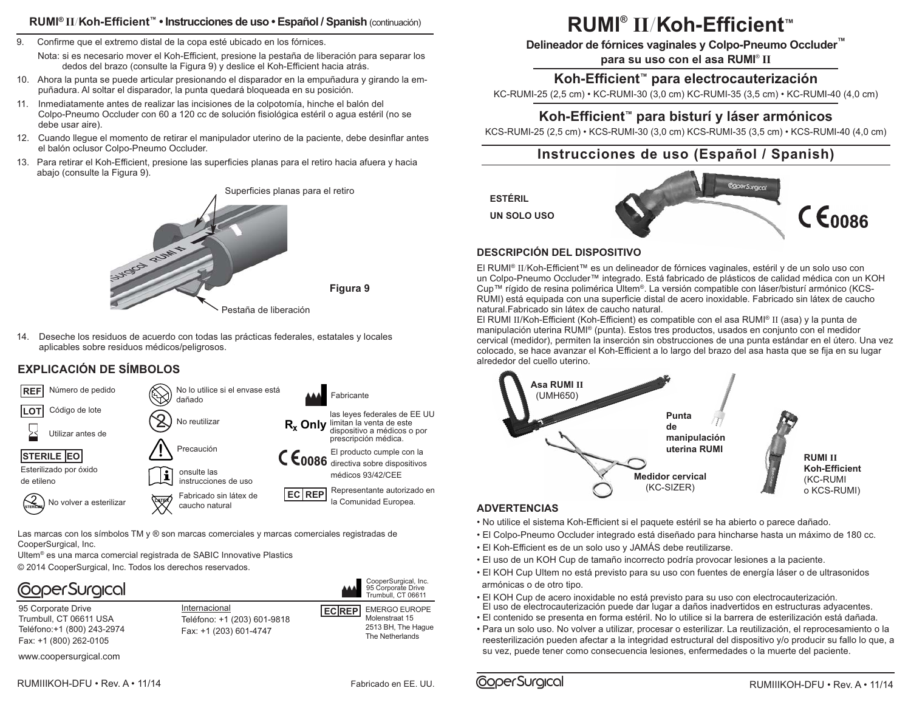9. Confirme que el extremo distal de la copa esté ubicado en los fórnices.

   Nota: si es necesario mover el Koh-Efficient, presione la pestaña de liberación para separar los dedos del brazo (consulte la Figura 9) y deslice el Koh-Efficient hacia atrás.

10. Ahora la punta se puede articular presionando el disparador en la empuñadura y girando la empuñadura. Al soltar el disparador, la punta quedará bloqueada en su posición.
11. Inmediatamente antes de realizar las incisiones de la colpotomía, hinche el balón del Colpo-Pneumo Occluder con 60 a 120 cc de solución fisiológica estéril o agua estéril (no se debe usar aire).
12. Cuando llegue el momento de retirar el manipulador uterino de la paciente, debe desinflar antes el balón oclusor Colpo-Pneumo Occluder.
13. Para retirar el Koh-Efficient, presione las superficies planas para el retiro hacia afuera y hacia abajo (consulte la Figura 9).

Superficies planas para el retiro

Pestaña de liberación

Figura 9

14. Deseche los residuos de acuerdo con todas las prácticas federales, estatales y locales aplicables sobre residuos médicos/peligrosos.

## EXPLICACIÓN DE SÍMBOLOS

| Símbolo | Significado |
|---|---|
| REF | Número de pedido |
| LOT | Código de lote |
| | Utilizar antes de |
| STERILE EO | Esterilizado por óxido de etileno |
| | No volver a esterilizar |
| | No lo utilice si el envase está dañado |
| | No reutilizar |
| | Precaución |
| | onsulte las instrucciones de uso |
| | Fabricado sin látex de caucho natural |
| | Fabricante |
| Rx Only | las leyes federales de EE UU limitan la venta de este dispositivo a médicos o por prescripción médica. |
| CE 0086 | El producto cumple con la directiva sobre dispositivos médicos 93/42/CEE |
| EC REP | Representante autorizado en la Comunidad Europea. |

Las marcas con los símbolos TM y ® son marcas comerciales y marcas comerciales registradas de CooperSurgical, Inc.

Ultem® es una marca comercial registrada de SABIC Innovative Plastics

© 2014 CooperSurgical, Inc. Todos los derechos reservados.

CooperSurgical

95 Corporate Drive
Trumbull, CT 06611 USA
Teléfono:+1 (800) 243-2974
Fax: +1 (800) 262-0105

www.coopersurgical.com

Internacional
Teléfono: +1 (203) 601-9818
Fax: +1 (203) 601-4747

CooperSurgical, Inc.
95 Corporate Drive
Trumbull, CT 06611

EC REP EMERGO EUROPE
Molenstraat 15
2513 BH, The Hague
The Netherlands

RUMIIIKOH-DFU • Rev. A • 11/14

Fabricado en EE. UU.

# RUMI® II/Koh-Efficient™

**Delineador de fórnices vaginales y Colpo-Pneumo Occluder™ para su uso con el asa RUMI® II**

## Koh-Efficient™ para electrocauterización

KC-RUMI-25 (2,5 cm) • KC-RUMI-30 (3,0 cm) KC-RUMI-35 (3,5 cm) • KC-RUMI-40 (4,0 cm)

## Koh-Efficient™ para bisturí y láser armónicos

KCS-RUMI-25 (2,5 cm) • KCS-RUMI-30 (3,0 cm) KCS-RUMI-35 (3,5 cm) • KCS-RUMI-40 (4,0 cm)

## Instrucciones de uso (Español / Spanish)

**ESTÉRIL**

**UN SOLO USO**

CE 0086

### DESCRIPCIÓN DEL DISPOSITIVO

El RUMI® II/Koh-Efficient™ es un delineador de fórnices vaginales, estéril y de un solo uso con un Colpo-Pneumo Occluder™ integrado. Está fabricado de plásticos de calidad médica con un KOH Cup™ rígido de resina polimérica Ultem®. La versión compatible con láser/bisturí armónico (KCS-RUMI) está equipada con una superficie distal de acero inoxidable. Fabricado sin látex de caucho natural.Fabricado sin látex de caucho natural.

El RUMI II/Koh-Efficient (Koh-Efficient) es compatible con el asa RUMI® II (asa) y la punta de manipulación uterina RUMI® (punta). Estos tres productos, usados en conjunto con el medidor cervical (medidor), permiten la inserción sin obstrucciones de una punta estándar en el útero. Una vez colocado, se hace avanzar el Koh-Efficient a lo largo del brazo del asa hasta que se fija en su lugar alrededor del cuello uterino.

Asa RUMI II (UMH650)

Punta de manipulación uterina RUMI

Medidor cervical (KC-SIZER)

RUMI II Koh-Efficient (KC-RUMI o KCS-RUMI)

### ADVERTENCIAS

- No utilice el sistema Koh-Efficient si el paquete estéril se ha abierto o parece dañado.
- El Colpo-Pneumo Occluder integrado está diseñado para hincharse hasta un máximo de 180 cc.
- El Koh-Efficient es de un solo uso y JAMÁS debe reutilizarse.
- El uso de un KOH Cup de tamaño incorrecto podría provocar lesiones a la paciente.
- El KOH Cup Ultem no está previsto para su uso con fuentes de energía láser o de ultrasonidos armónicas o de otro tipo.
- El KOH Cup de acero inoxidable no está previsto para su uso con electrocauterización. El uso de electrocauterización puede dar lugar a daños inadvertidos en estructuras adyacentes.
- El contenido se presenta en forma estéril. No lo utilice si la barrera de esterilización está dañada.
- Para un solo uso. No volver a utilizar, procesar o esterilizar. La reutilización, el reprocesamiento o la reesterilización pueden afectar a la integridad estructural del dispositivo y/o producir su fallo lo que, a su vez, puede tener como consecuencia lesiones, enfermedades o la muerte del paciente.

CooperSurgical

RUMIIIKOH-DFU • Rev. A • 11/14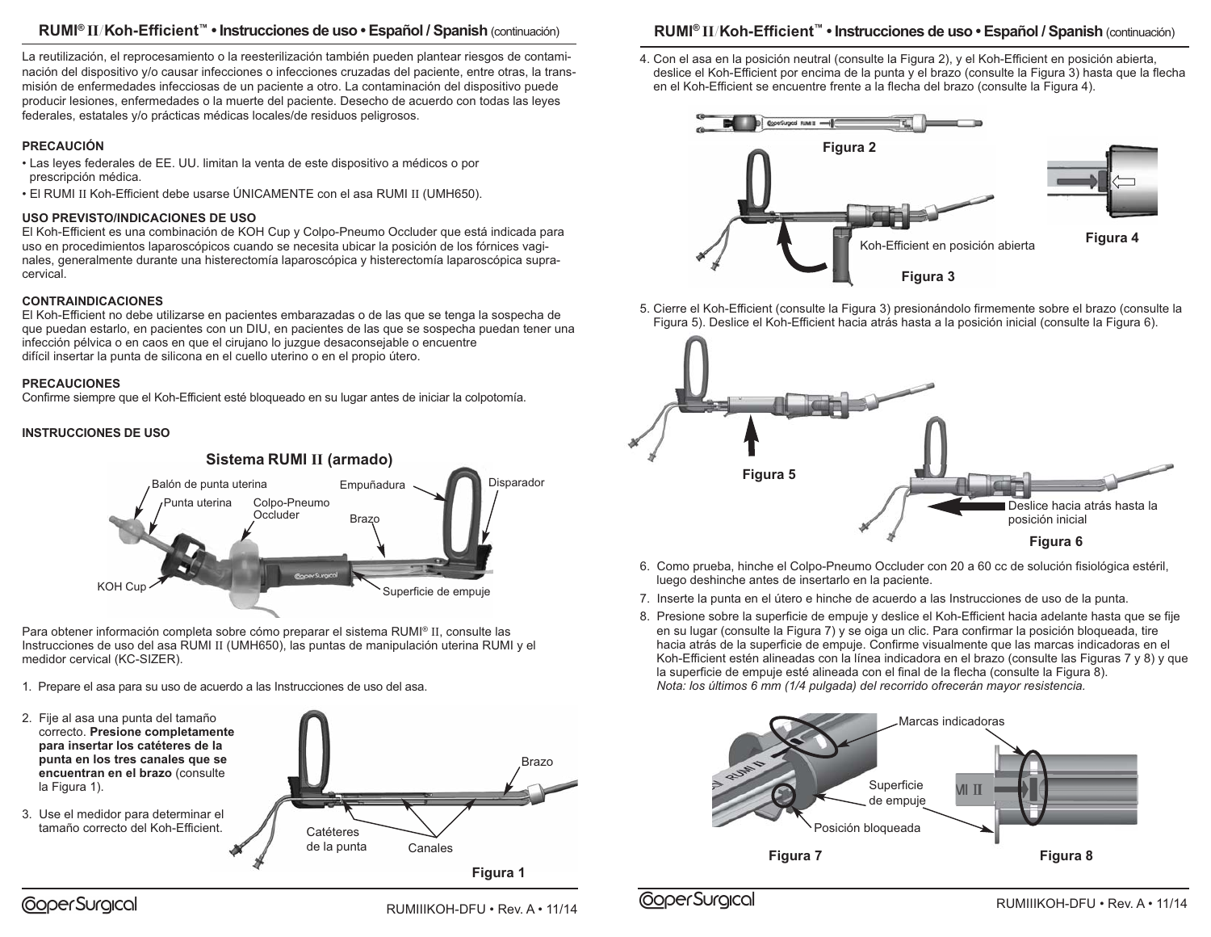La reutilización, el reprocesamiento o la reesterilización también pueden plantear riesgos de contaminación del dispositivo y/o causar infecciones o infecciones cruzadas del paciente, entre otras, la transmisión de enfermedades infecciosas de un paciente a otro. La contaminación del dispositivo puede producir lesiones, enfermedades o la muerte del paciente. Desecho de acuerdo con todas las leyes federales, estatales y/o prácticas médicas locales/de residuos peligrosos.

**PRECAUCIÓN**

- Las leyes federales de EE. UU. limitan la venta de este dispositivo a médicos o por prescripción médica.
- El RUMI II Koh-Efficient debe usarse ÚNICAMENTE con el asa RUMI II (UMH650).

**USO PREVISTO/INDICACIONES DE USO**

El Koh-Efficient es una combinación de KOH Cup y Colpo-Pneumo Occluder que está indicada para uso en procedimientos laparoscópicos cuando se necesita ubicar la posición de los fórnices vaginales, generalmente durante una histerectomía laparoscópica y histerectomía laparoscópica supracervical.

**CONTRAINDICACIONES**

El Koh-Efficient no debe utilizarse en pacientes embarazadas o de las que se tenga la sospecha de que puedan estarlo, en pacientes con un DIU, en pacientes de las que se sospecha puedan tener una infección pélvica o en caos en que el cirujano lo juzgue desaconsejable o encuentre difícil insertar la punta de silicona en el cuello uterino o en el propio útero.

**PRECAUCIONES**

Confirme siempre que el Koh-Efficient esté bloqueado en su lugar antes de iniciar la colpotomía.

**INSTRUCCIONES DE USO**

**Sistema RUMI II (armado)**

Balón de punta uterina, Punta uterina, Colpo-Pneumo Occluder, Empuñadura, Disparador, Brazo, KOH Cup, Superficie de empuje

Para obtener información completa sobre cómo preparar el sistema RUMI® II, consulte las Instrucciones de uso del asa RUMI II (UMH650), las puntas de manipulación uterina RUMI y el medidor cervical (KC-SIZER).

1. Prepare el asa para su uso de acuerdo a las Instrucciones de uso del asa.
2. Fije al asa una punta del tamaño correcto. **Presione completamente para insertar los catéteres de la punta en los tres canales que se encuentran en el brazo** (consulte la Figura 1).
3. Use el medidor para determinar el tamaño correcto del Koh-Efficient.

Brazo, Catéteres de la punta, Canales

Figura 1

4. Con el asa en la posición neutral (consulte la Figura 2), y el Koh-Efficient en posición abierta, deslice el Koh-Efficient por encima de la punta y el brazo (consulte la Figura 3) hasta que la flecha en el Koh-Efficient se encuentre frente a la flecha del brazo (consulte la Figura 4).

Figura 2

Koh-Efficient en posición abierta

Figura 3

Figura 4

5. Cierre el Koh-Efficient (consulte la Figura 3) presionándolo firmemente sobre el brazo (consulte la Figura 5). Deslice el Koh-Efficient hacia atrás hasta a la posición inicial (consulte la Figura 6).

Figura 5

Deslice hacia atrás hasta la posición inicial

Figura 6

6. Como prueba, hinche el Colpo-Pneumo Occluder con 20 a 60 cc de solución fisiológica estéril, luego deshinche antes de insertarlo en la paciente.
7. Inserte la punta en el útero e hinche de acuerdo a las Instrucciones de uso de la punta.
8. Presione sobre la superficie de empuje y deslice el Koh-Efficient hacia adelante hasta que se fije en su lugar (consulte la Figura 7) y se oiga un clic. Para confirmar la posición bloqueada, tire hacia atrás de la superficie de empuje. Confirme visualmente que las marcas indicadoras en el Koh-Efficient estén alineadas con la línea indicadora en el brazo (consulte las Figuras 7 y 8) y que la superficie de empuje esté alineada con el final de la flecha (consulte la Figura 8).
   *Nota: los últimos 6 mm (1/4 pulgada) del recorrido ofrecerán mayor resistencia.*

Marcas indicadoras, Superficie de empuje, Posición bloqueada

Figura 7

Figura 8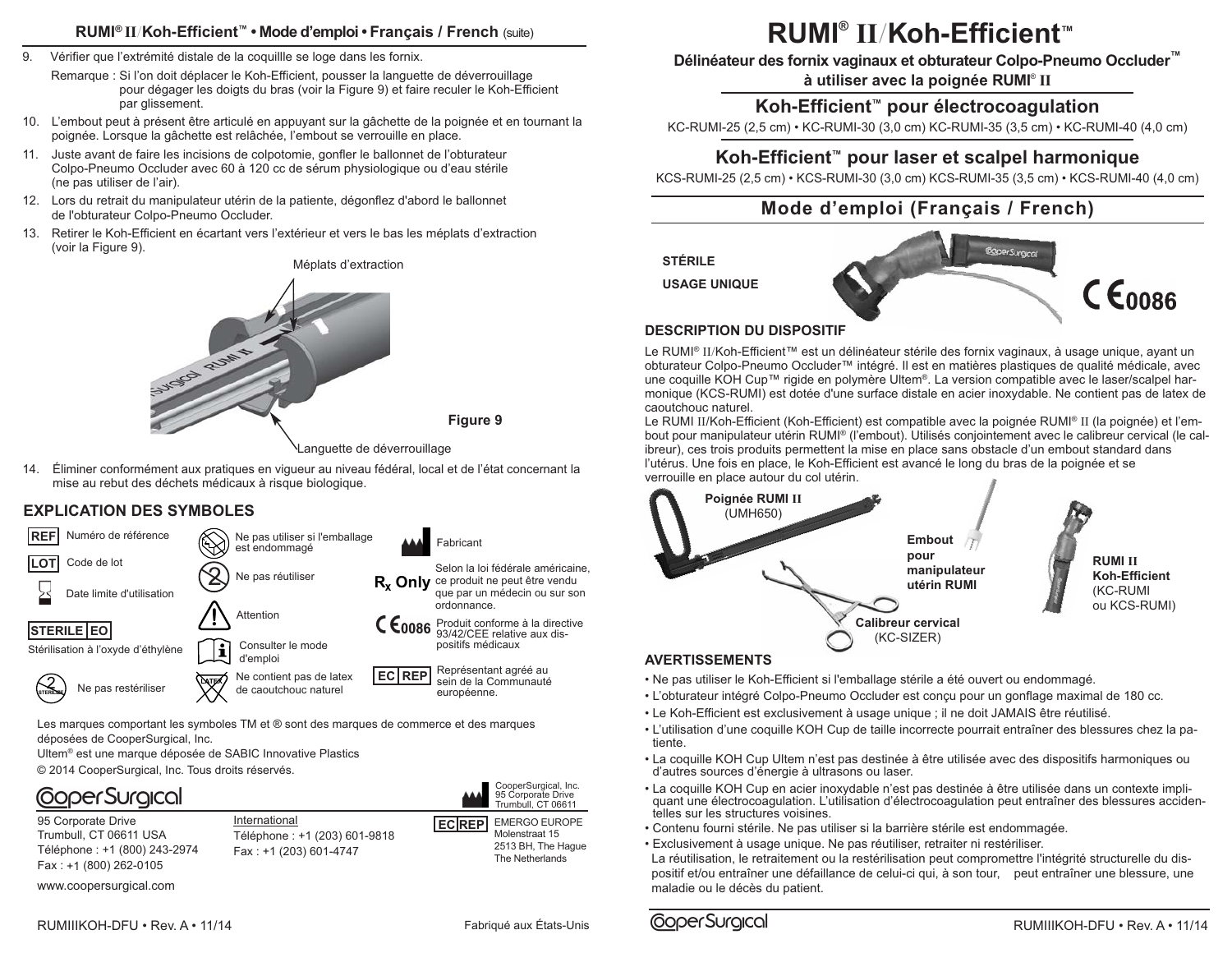## RUMI® II/Koh-Efficient™ • Mode d'emploi • Français / French (suite)

9. Vérifier que l'extrémité distale de la coquillle se loge dans les fornix.

   Remarque : Si l'on doit déplacer le Koh-Efficient, pousser la languette de déverrouillage pour dégager les doigts du bras (voir la Figure 9) et faire reculer le Koh-Efficient par glissement.

10. L'embout peut à présent être articulé en appuyant sur la gâchette de la poignée et en tournant la poignée. Lorsque la gâchette est relâchée, l'embout se verrouille en place.
11. Juste avant de faire les incisions de colpotomie, gonfler le ballonnet de l'obturateur Colpo-Pneumo Occluder avec 60 à 120 cc de sérum physiologique ou d'eau stérile (ne pas utiliser de l'air).
12. Lors du retrait du manipulateur utérin de la patiente, dégonflez d'abord le ballonnet de l'obturateur Colpo-Pneumo Occluder.
13. Retirer le Koh-Efficient en écartant vers l'extérieur et vers le bas les méplats d'extraction (voir la Figure 9).

Méplats d'extraction

Languette de déverrouillage

Figure 9

14. Éliminer conformément aux pratiques en vigueur au niveau fédéral, local et de l'état concernant la mise au rebut des déchets médicaux à risque biologique.

### EXPLICATION DES SYMBOLES

- REF – Numéro de référence
- LOT – Code de lot
- Date limite d'utilisation
- STERILE EO – Stérilisation à l'oxyde d'éthylène
- Ne pas restériliser
- Ne pas utiliser si l'emballage est endommagé
- Ne pas réutiliser
- Attention
- Consulter le mode d'emploi
- Ne contient pas de latex de caoutchouc naturel
- Fabricant
- Rx Only – Selon la loi fédérale américaine, ce produit ne peut être vendu que par un médecin ou sur son ordonnance.
- CE 0086 – Produit conforme à la directive 93/42/CEE relative aux dispositifs médicaux
- EC REP – Représentant agréé au sein de la Communauté européenne.

Les marques comportant les symboles TM et ® sont des marques de commerce et des marques déposées de CooperSurgical, Inc.

Ultem® est une marque déposée de SABIC Innovative Plastics

© 2014 CooperSurgical, Inc. Tous droits réservés.

CooperSurgical

95 Corporate Drive
Trumbull, CT 06611 USA
Téléphone : +1 (800) 243-2974
Fax : +1 (800) 262-0105

International
Téléphone : +1 (203) 601-9818
Fax : +1 (203) 601-4747

CooperSurgical, Inc.
95 Corporate Drive
Trumbull, CT 06611

EC REP EMERGO EUROPE
Molenstraat 15
2513 BH, The Hague
The Netherlands

www.coopersurgical.com

RUMIIIKOH-DFU • Rev. A • 11/14 — Fabriqué aux États-Unis

# RUMI® II/Koh-Efficient™

**Délinéateur des fornix vaginaux et obturateur Colpo-Pneumo Occluder™ à utiliser avec la poignée RUMI® II**

## Koh-Efficient™ pour électrocoagulation

KC-RUMI-25 (2,5 cm) • KC-RUMI-30 (3,0 cm) KC-RUMI-35 (3,5 cm) • KC-RUMI-40 (4,0 cm)

## Koh-Efficient™ pour laser et scalpel harmonique

KCS-RUMI-25 (2,5 cm) • KCS-RUMI-30 (3,0 cm) KCS-RUMI-35 (3,5 cm) • KCS-RUMI-40 (4,0 cm)

## Mode d'emploi (Français / French)

**STÉRILE**

**USAGE UNIQUE**

CE 0086

### DESCRIPTION DU DISPOSITIF

Le RUMI® II/Koh-Efficient™ est un délinéateur stérile des fornix vaginaux, à usage unique, ayant un obturateur Colpo-Pneumo Occluder™ intégré. Il est en matières plastiques de qualité médicale, avec une coquille KOH Cup™ rigide en polymère Ultem®. La version compatible avec le laser/scalpel harmonique (KCS-RUMI) est dotée d'une surface distale en acier inoxydable. Ne contient pas de latex de caoutchouc naturel.

Le RUMI II/Koh-Efficient (Koh-Efficient) est compatible avec la poignée RUMI® II (la poignée) et l'embout pour manipulateur utérin RUMI® (l'embout). Utilisés conjointement avec le calibreur cervical (le calibreur), ces trois produits permettent la mise en place sans obstacle d'un embout standard dans l'utérus. Une fois en place, le Koh-Efficient est avancé le long du bras de la poignée et se verrouille en place autour du col utérin.

Poignée RUMI II (UMH650)

Embout pour manipulateur utérin RUMI

Calibreur cervical (KC-SIZER)

RUMI II Koh-Efficient (KC-RUMI ou KCS-RUMI)

### AVERTISSEMENTS

- Ne pas utiliser le Koh-Efficient si l'emballage stérile a été ouvert ou endommagé.
- L'obturateur intégré Colpo-Pneumo Occluder est conçu pour un gonflage maximal de 180 cc.
- Le Koh-Efficient est exclusivement à usage unique ; il ne doit JAMAIS être réutilisé.
- L'utilisation d'une coquille KOH Cup de taille incorrecte pourrait entraîner des blessures chez la patiente.
- La coquille KOH Cup Ultem n'est pas destinée à être utilisée avec des dispositifs harmoniques ou d'autres sources d'énergie à ultrasons ou laser.
- La coquille KOH Cup en acier inoxydable n'est pas destinée à être utilisée dans un contexte impliquant une électrocoagulation. L'utilisation d'électrocoagulation peut entraîner des blessures accidentelles sur les structures voisines.
- Contenu fourni stérile. Ne pas utiliser si la barrière stérile est endommagée.
- Exclusivement à usage unique. Ne pas réutiliser, retraiter ni restériliser.
  La réutilisation, le retraitement ou la restérilisation peut compromettre l'intégrité structurelle du dispositif et/ou entraîner une défaillance de celui-ci qui, à son tour, peut entraîner une blessure, une maladie ou le décès du patient.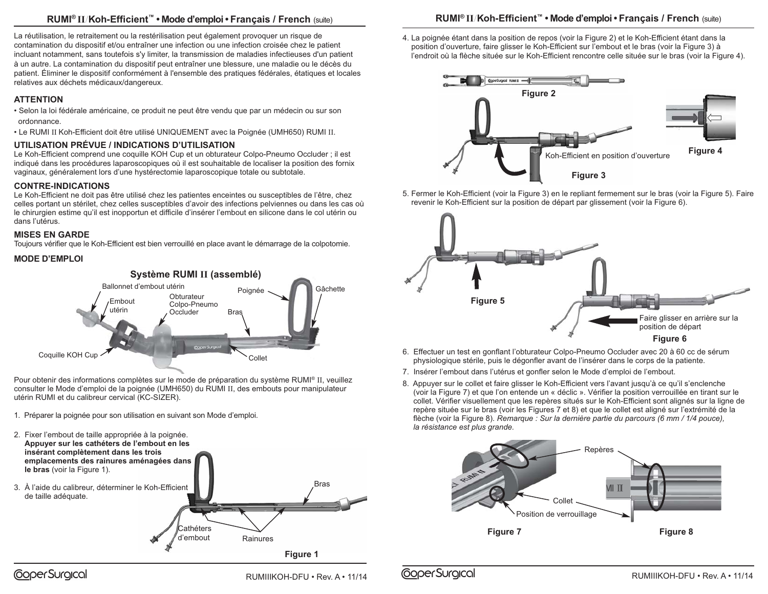## RUMI® II/Koh-Efficient™ • Mode d'emploi • Français / French (suite)

La réutilisation, le retraitement ou la restérilisation peut également provoquer un risque de contamination du dispositif et/ou entraîner une infection ou une infection croisée chez le patient incluant notamment, sans toutefois s'y limiter, la transmission de maladies infectieuses d'un patient à un autre. La contamination du dispositif peut entraîner une blessure, une maladie ou le décès du patient. Éliminer le dispositif conformément à l'ensemble des pratiques fédérales, étatiques et locales relatives aux déchets médicaux/dangereux.

### ATTENTION

- Selon la loi fédérale américaine, ce produit ne peut être vendu que par un médecin ou sur son ordonnance.
- Le RUMI II Koh-Efficient doit être utilisé UNIQUEMENT avec la Poignée (UMH650) RUMI II.

### UTILISATION PRÉVUE / INDICATIONS D'UTILISATION

Le Koh-Efficient comprend une coquille KOH Cup et un obturateur Colpo-Pneumo Occluder ; il est indiqué dans les procédures laparoscopiques où il est souhaitable de localiser la position des fornix vaginaux, généralement lors d'une hystérectomie laparoscopique totale ou subtotale.

### CONTRE-INDICATIONS

Le Koh-Efficient ne doit pas être utilisé chez les patientes enceintes ou susceptibles de l'être, chez celles portant un stérilet, chez celles susceptibles d'avoir des infections pelviennes ou dans les cas où le chirurgien estime qu'il est inopportun et difficile d'insérer l'embout en silicone dans le col utérin ou dans l'utérus.

### MISES EN GARDE

Toujours vérifier que le Koh-Efficient est bien verrouillé en place avant le démarrage de la colpotomie.

### MODE D'EMPLOI

**Système RUMI II (assemblé)**

Ballonnet d'embout utérin, Embout utérin, Obturateur Colpo-Pneumo Occluder, Poignée, Gâchette, Bras, Coquille KOH Cup, Collet

Pour obtenir des informations complètes sur le mode de préparation du système RUMI® II, veuillez consulter le Mode d'emploi de la poignée (UMH650) du RUMI II, des embouts pour manipulateur utérin RUMI et du calibreur cervical (KC-SIZER).

1. Préparer la poignée pour son utilisation en suivant son Mode d'emploi.
2. Fixer l'embout de taille appropriée à la poignée. **Appuyer sur les cathéters de l'embout en les insérant complètement dans les trois emplacements des rainures aménagées dans le bras** (voir la Figure 1).
3. À l'aide du calibreur, déterminer le Koh-Efficient de taille adéquate.

Bras, Cathéters d'embout, Rainures

Figure 1

4. La poignée étant dans la position de repos (voir la Figure 2) et le Koh-Efficient étant dans la position d'ouverture, faire glisser le Koh-Efficient sur l'embout et le bras (voir la Figure 3) à l'endroit où la flèche située sur le Koh-Efficient rencontre celle située sur le bras (voir la Figure 4).

Figure 2

Koh-Efficient en position d'ouverture

Figure 3

Figure 4

5. Fermer le Koh-Efficient (voir la Figure 3) en le repliant fermement sur le bras (voir la Figure 5). Faire revenir le Koh-Efficient sur la position de départ par glissement (voir la Figure 6).

Figure 5

Faire glisser en arrière sur la position de départ

Figure 6

6. Effectuer un test en gonflant l'obturateur Colpo-Pneumo Occluder avec 20 à 60 cc de sérum physiologique stérile, puis le dégonfler avant de l'insérer dans le corps de la patiente.
7. Insérer l'embout dans l'utérus et gonfler selon le Mode d'emploi de l'embout.
8. Appuyer sur le collet et faire glisser le Koh-Efficient vers l'avant jusqu'à ce qu'il s'enclenche (voir la Figure 7) et que l'on entende un « déclic ». Vérifier la position verrouillée en tirant sur le collet. Vérifier visuellement que les repères situés sur le Koh-Efficient sont alignés sur la ligne de repère située sur le bras (voir les Figures 7 et 8) et que le collet est aligné sur l'extrémité de la flèche (voir la Figure 8). *Remarque : Sur la dernière partie du parcours (6 mm / 1/4 pouce), la résistance est plus grande.*

Repères, Collet, Position de verrouillage

Figure 7

Figure 8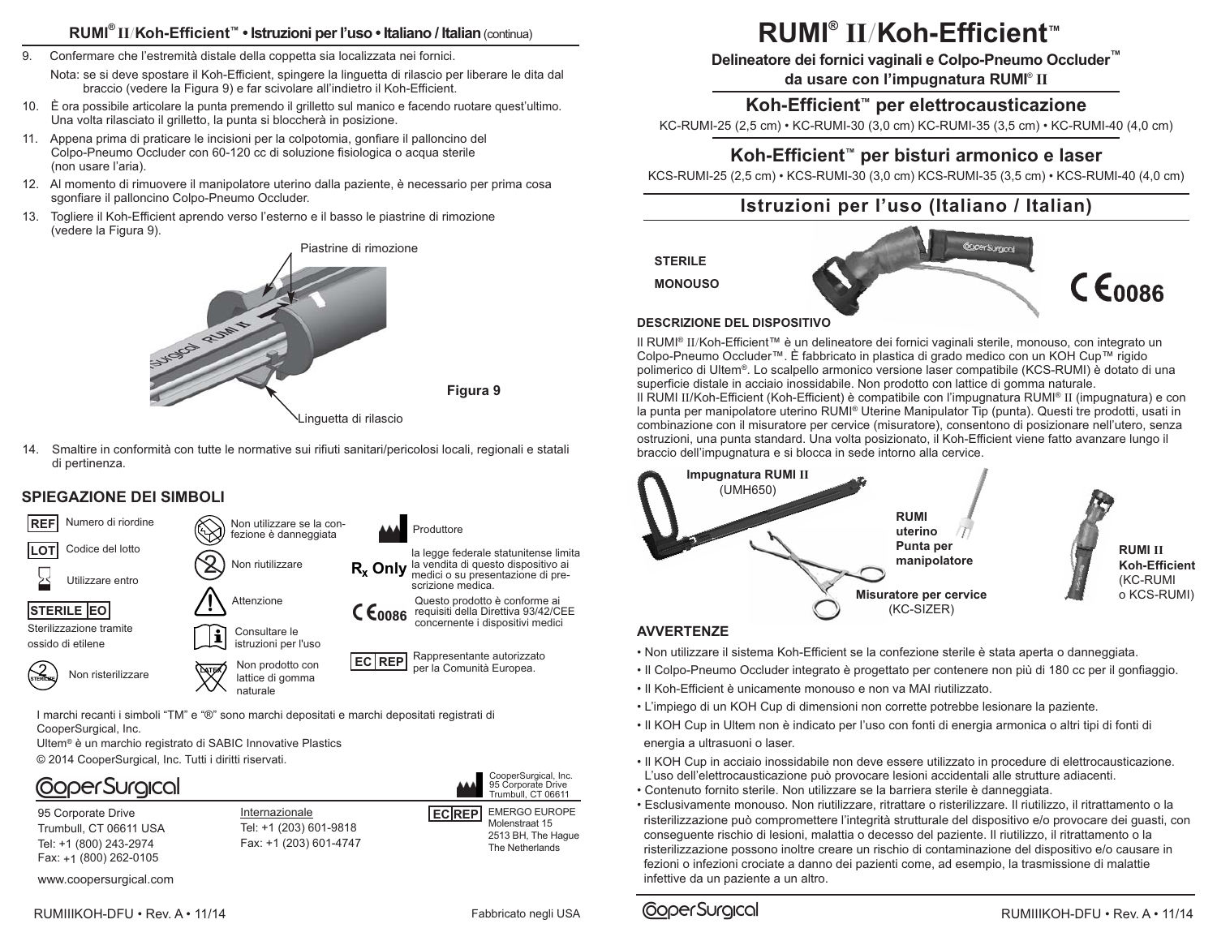## RUMI® II/Koh-Efficient™ • Istruzioni per l'uso • Italiano / Italian (continua)

9. Confermare che l'estremità distale della coppetta sia localizzata nei fornici.

   Nota: se si deve spostare il Koh-Efficient, spingere la linguetta di rilascio per liberare le dita dal braccio (vedere la Figura 9) e far scivolare all'indietro il Koh-Efficient.

10. È ora possibile articolare la punta premendo il grilletto sul manico e facendo ruotare quest'ultimo. Una volta rilasciato il grilletto, la punta si bloccherà in posizione.
11. Appena prima di praticare le incisioni per la colpotomia, gonfiare il palloncino del Colpo-Pneumo Occluder con 60-120 cc di soluzione fisiologica o acqua sterile (non usare l'aria).
12. Al momento di rimuovere il manipolatore uterino dalla paziente, è necessario per prima cosa sgonfiare il palloncino Colpo-Pneumo Occluder.
13. Togliere il Koh-Efficient aprendo verso l'esterno e il basso le piastrine di rimozione (vedere la Figura 9).

Piastrine di rimozione

Linguetta di rilascio

Figura 9

14. Smaltire in conformità con tutte le normative sui rifiuti sanitari/pericolosi locali, regionali e statali di pertinenza.

### SPIEGAZIONE DEI SIMBOLI

- REF – Numero di riordine
- LOT – Codice del lotto
- Utilizzare entro
- STERILE EO – Sterilizzazione tramite ossido di etilene
- Non risterilizzare
- Non utilizzare se la confezione è danneggiata
- Non riutilizzare
- Attenzione
- Consultare le istruzioni per l'uso
- Non prodotto con lattice di gomma naturale
- Produttore
- $R_x$ Only – la legge federale statunitense limita la vendita di questo dispositivo ai medici o su presentazione di prescrizione medica.
- CE 0086 – Questo prodotto è conforme ai requisiti della Direttiva 93/42/CEE concernente i dispositivi medici
- EC REP – Rappresentante autorizzato per la Comunità Europea.

I marchi recanti i simboli "TM" e "®" sono marchi depositati e marchi depositati registrati di CooperSurgical, Inc.

Ultem® è un marchio registrato di SABIC Innovative Plastics

© 2014 CooperSurgical, Inc. Tutti i diritti riservati.

CooperSurgical

95 Corporate Drive
Trumbull, CT 06611 USA
Tel: +1 (800) 243-2974
Fax: +1 (800) 262-0105

Internazionale
Tel: +1 (203) 601-9818
Fax: +1 (203) 601-4747

CooperSurgical, Inc.
95 Corporate Drive
Trumbull, CT 06611

EC REP EMERGO EUROPE
Molenstraat 15
2513 BH, The Hague
The Netherlands

www.coopersurgical.com

RUMIIIKOH-DFU • Rev. A • 11/14

Fabbricato negli USA

# RUMI® II/Koh-Efficient™

**Delineatore dei fornici vaginali e Colpo-Pneumo Occluder™ da usare con l'impugnatura RUMI® II**

## Koh-Efficient™ per elettrocausticazione

KC-RUMI-25 (2,5 cm) • KC-RUMI-30 (3,0 cm) KC-RUMI-35 (3,5 cm) • KC-RUMI-40 (4,0 cm)

## Koh-Efficient™ per bisturi armonico e laser

KCS-RUMI-25 (2,5 cm) • KCS-RUMI-30 (3,0 cm) KCS-RUMI-35 (3,5 cm) • KCS-RUMI-40 (4,0 cm)

## Istruzioni per l'uso (Italiano / Italian)

**STERILE**

**MONOUSO**

CE 0086

### DESCRIZIONE DEL DISPOSITIVO

Il RUMI® II/Koh-Efficient™ è un delineatore dei fornici vaginali sterile, monouso, con integrato un Colpo-Pneumo Occluder™. È fabbricato in plastica di grado medico con un KOH Cup™ rigido polimerico di Ultem®. Lo scalpello armonico versione laser compatibile (KCS-RUMI) è dotato di una superficie distale in acciaio inossidabile. Non prodotto con lattice di gomma naturale.
Il RUMI II/Koh-Efficient (Koh-Efficient) è compatibile con l'impugnatura RUMI® II (impugnatura) e con la punta per manipolatore uterino RUMI® Uterine Manipulator Tip (punta). Questi tre prodotti, usati in combinazione con il misuratore per cervice (misuratore), consentono di posizionare nell'utero, senza ostruzioni, una punta standard. Una volta posizionato, il Koh-Efficient viene fatto avanzare lungo il braccio dell'impugnatura e si blocca in sede intorno alla cervice.

Impugnatura RUMI II (UMH650)

RUMI uterino Punta per manipolatore

Misuratore per cervice (KC-SIZER)

RUMI II Koh-Efficient (KC-RUMI o KCS-RUMI)

### AVVERTENZE

- Non utilizzare il sistema Koh-Efficient se la confezione sterile è stata aperta o danneggiata.
- Il Colpo-Pneumo Occluder integrato è progettato per contenere non più di 180 cc per il gonfiaggio.
- Il Koh-Efficient è unicamente monouso e non va MAI riutilizzato.
- L'impiego di un KOH Cup di dimensioni non corrette potrebbe lesionare la paziente.
- Il KOH Cup in Ultem non è indicato per l'uso con fonti di energia armonica o altri tipi di fonti di energia a ultrasuoni o laser.
- Il KOH Cup in acciaio inossidabile non deve essere utilizzato in procedure di elettrocausticazione. L'uso dell'elettrocausticazione può provocare lesioni accidentali alle strutture adiacenti.
- Contenuto fornito sterile. Non utilizzare se la barriera sterile è danneggiata.
- Esclusivamente monouso. Non riutilizzare, ritrattare o risterilizzare. Il riutilizzo, il ritrattamento o la risterilizzazione può compromettere l'integrità strutturale del dispositivo e/o provocare dei guasti, con conseguente rischio di lesioni, malattia o decesso del paziente. Il riutilizzo, il ritrattamento o la risterilizzazione possono inoltre creare un rischio di contaminazione del dispositivo e/o causare in fezioni o infezioni crociate a danno dei pazienti come, ad esempio, la trasmissione di malattie infettive da un paziente a un altro.

CooperSurgical

RUMIIIKOH-DFU • Rev. A • 11/14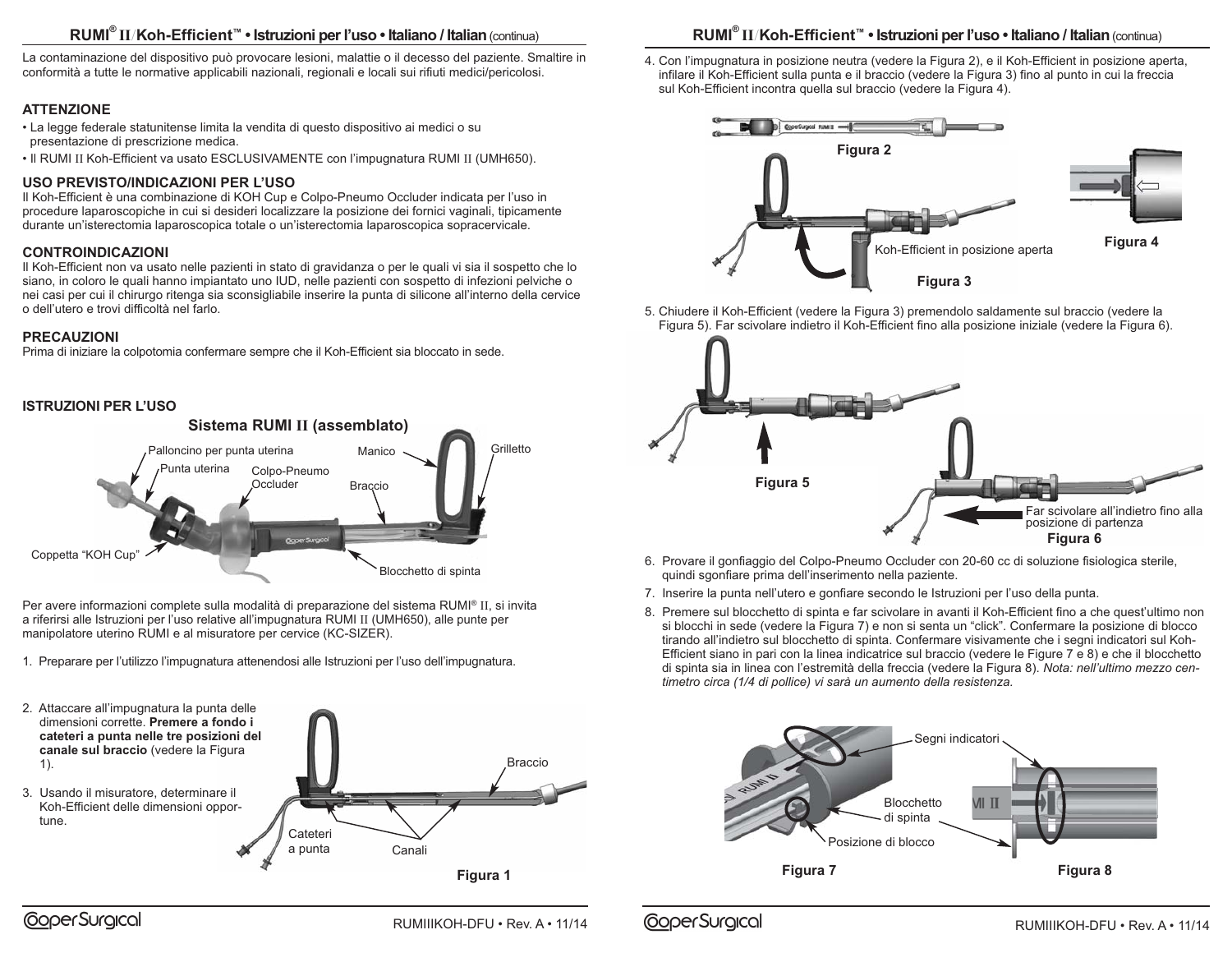La contaminazione del dispositivo può provocare lesioni, malattie o il decesso del paziente. Smaltire in conformità a tutte le normative applicabili nazionali, regionali e locali sui rifiuti medici/pericolosi.

### ATTENZIONE

- La legge federale statunitense limita la vendita di questo dispositivo ai medici o su presentazione di prescrizione medica.
- Il RUMI II Koh-Efficient va usato ESCLUSIVAMENTE con l'impugnatura RUMI II (UMH650).

### USO PREVISTO/INDICAZIONI PER L'USO

Il Koh-Efficient è una combinazione di KOH Cup e Colpo-Pneumo Occluder indicata per l'uso in procedure laparoscopiche in cui si desideri localizzare la posizione dei fornici vaginali, tipicamente durante un'isterectomia laparoscopica totale o un'isterectomia laparoscopica sopracervicale.

### CONTROINDICAZIONI

Il Koh-Efficient non va usato nelle pazienti in stato di gravidanza o per le quali vi sia il sospetto che lo siano, in coloro le quali hanno impiantato uno IUD, nelle pazienti con sospetto di infezioni pelviche o nei casi per cui il chirurgo ritenga sia sconsigliabile inserire la punta di silicone all'interno della cervice o dell'utero e trovi difficoltà nel farlo.

### PRECAUZIONI

Prima di iniziare la colpotomia confermare sempre che il Koh-Efficient sia bloccato in sede.

### ISTRUZIONI PER L'USO

**Sistema RUMI II (assemblato)**

Palloncino per punta uterina, Punta uterina, Colpo-Pneumo Occluder, Manico, Grilletto, Braccio, Coppetta "KOH Cup", Blocchetto di spinta

Per avere informazioni complete sulla modalità di preparazione del sistema RUMI® II, si invita a riferirsi alle Istruzioni per l'uso relative all'impugnatura RUMI II (UMH650), alle punte per manipolatore uterino RUMI e al misuratore per cervice (KC-SIZER).

1. Preparare per l'utilizzo l'impugnatura attenendosi alle Istruzioni per l'uso dell'impugnatura.
2. Attaccare all'impugnatura la punta delle dimensioni corrette. **Premere a fondo i cateteri a punta nelle tre posizioni del canale sul braccio** (vedere la Figura 1).
3. Usando il misuratore, determinare il Koh-Efficient delle dimensioni opportune.

Braccio, Cateteri a punta, Canali

Figura 1

4. Con l'impugnatura in posizione neutra (vedere la Figura 2), e il Koh-Efficient in posizione aperta, infilare il Koh-Efficient sulla punta e il braccio (vedere la Figura 3) fino al punto in cui la freccia sul Koh-Efficient incontra quella sul braccio (vedere la Figura 4).

Figura 2

Koh-Efficient in posizione aperta

Figura 3

Figura 4

5. Chiudere il Koh-Efficient (vedere la Figura 3) premendolo saldamente sul braccio (vedere la Figura 5). Far scivolare indietro il Koh-Efficient fino alla posizione iniziale (vedere la Figura 6).

Figura 5

Far scivolare all'indietro fino alla posizione di partenza

Figura 6

6. Provare il gonfiaggio del Colpo-Pneumo Occluder con 20-60 cc di soluzione fisiologica sterile, quindi sgonfiare prima dell'inserimento nella paziente.
7. Inserire la punta nell'utero e gonfiare secondo le Istruzioni per l'uso della punta.
8. Premere sul blocchetto di spinta e far scivolare in avanti il Koh-Efficient fino a che quest'ultimo non si blocchi in sede (vedere la Figura 7) e non si senta un "click". Confermare la posizione di blocco tirando all'indietro sul blocchetto di spinta. Confermare visivamente che i segni indicatori sul Koh-Efficient siano in pari con la linea indicatrice sul braccio (vedere le Figure 7 e 8) e che il blocchetto di spinta sia in linea con l'estremità della freccia (vedere la Figura 8). *Nota: nell'ultimo mezzo centimetro circa (1/4 di pollice) vi sarà un aumento della resistenza.*

Segni indicatori, Blocchetto di spinta, Posizione di blocco

Figura 7

Figura 8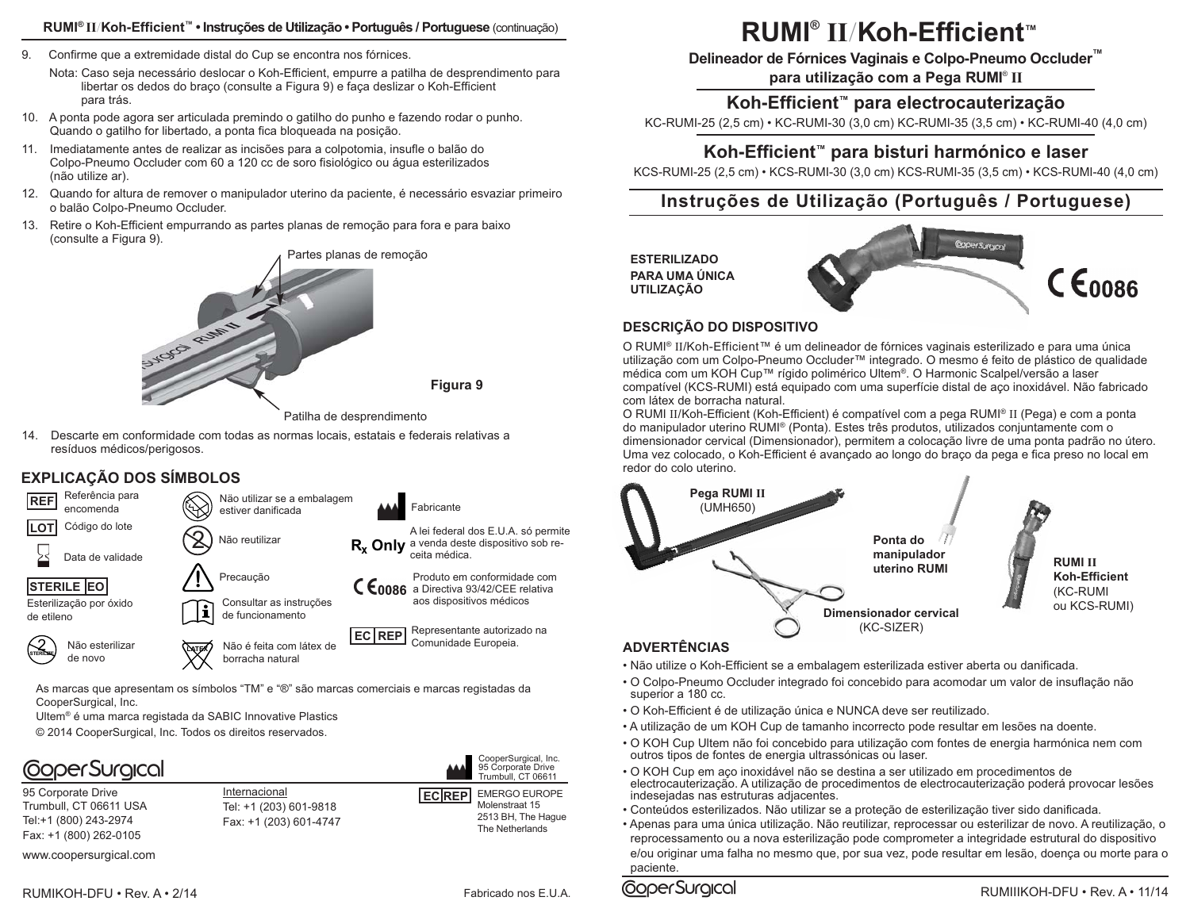9. Confirme que a extremidade distal do Cup se encontra nos fórnices.

   Nota: Caso seja necessário deslocar o Koh-Efficient, empurre a patilha de desprendimento para libertar os dedos do braço (consulte a Figura 9) e faça deslizar o Koh-Efficient para trás.

10. A ponta pode agora ser articulada premindo o gatilho do punho e fazendo rodar o punho. Quando o gatilho for libertado, a ponta fica bloqueada na posição.
11. Imediatamente antes de realizar as incisões para a colpotomia, insufle o balão do Colpo-Pneumo Occluder com 60 a 120 cc de soro fisiológico ou água esterilizados (não utilize ar).
12. Quando for altura de remover o manipulador uterino da paciente, é necessário esvaziar primeiro o balão Colpo-Pneumo Occluder.
13. Retire o Koh-Efficient empurrando as partes planas de remoção para fora e para baixo (consulte a Figura 9).

Partes planas de remoção

Patilha de desprendimento

**Figura 9**

14. Descarte em conformidade com todas as normas locais, estatais e federais relativas a resíduos médicos/perigosos.

## EXPLICAÇÃO DOS SÍMBOLOS

- REF — Referência para encomenda
- LOT — Código do lote
- Data de validade
- STERILE EO — Esterilização por óxido de etileno
- Não esterilizar de novo
- Não utilizar se a embalagem estiver danificada
- Não reutilizar
- Precaução
- Consultar as instruções de funcionamento
- Não é feita com látex de borracha natural
- Fabricante
- $R_x$ Only — A lei federal dos E.U.A. só permite a venda deste dispositivo sob receita médica.
- CE 0086 — Produto em conformidade com a Directiva 93/42/CEE relativa aos dispositivos médicos
- EC REP — Representante autorizado na Comunidade Europeia.

As marcas que apresentam os símbolos "TM" e "®" são marcas comerciais e marcas registadas da CooperSurgical, Inc.

Ultem® é uma marca registada da SABIC Innovative Plastics

© 2014 CooperSurgical, Inc. Todos os direitos reservados.

CooperSurgical

95 Corporate Drive
Trumbull, CT 06611 USA
Tel:+1 (800) 243-2974
Fax: +1 (800) 262-0105

www.coopersurgical.com

Internacional
Tel: +1 (203) 601-9818
Fax: +1 (203) 601-4747

CooperSurgical, Inc.
95 Corporate Drive
Trumbull, CT 06611

EC REP EMERGO EUROPE
Molenstraat 15
2513 BH, The Hague
The Netherlands

RUMIKOH-DFU • Rev. A • 2/14

Fabricado nos E.U.A.

# RUMI® II/Koh-Efficient™

**Delineador de Fórnices Vaginais e Colpo-Pneumo Occluder™ para utilização com a Pega RUMI® II**

## Koh-Efficient™ para electrocauterização

KC-RUMI-25 (2,5 cm) • KC-RUMI-30 (3,0 cm) KC-RUMI-35 (3,5 cm) • KC-RUMI-40 (4,0 cm)

## Koh-Efficient™ para bisturi harmónico e laser

KCS-RUMI-25 (2,5 cm) • KCS-RUMI-30 (3,0 cm) KCS-RUMI-35 (3,5 cm) • KCS-RUMI-40 (4,0 cm)

## Instruções de Utilização (Português / Portuguese)

**ESTERILIZADO PARA UMA ÚNICA UTILIZAÇÃO**

CE 0086

### DESCRIÇÃO DO DISPOSITIVO

O RUMI® II/Koh-Efficient™ é um delineador de fórnices vaginais esterilizado e para uma única utilização com um Colpo-Pneumo Occluder™ integrado. O mesmo é feito de plástico de qualidade médica com um KOH Cup™ rígido polimérico Ultem®. O Harmonic Scalpel/versão a laser compatível (KCS-RUMI) está equipado com uma superfície distal de aço inoxidável. Não fabricado com látex de borracha natural.

O RUMI II/Koh-Efficient (Koh-Efficient) é compatível com a pega RUMI® II (Pega) e com a ponta do manipulador uterino RUMI® (Ponta). Estes três produtos, utilizados conjuntamente com o dimensionador cervical (Dimensionador), permitem a colocação livre de uma ponta padrão no útero. Uma vez colocado, o Koh-Efficient é avançado ao longo do braço da pega e fica preso no local em redor do colo uterino.

**Pega RUMI II** (UMH650)

**Ponta do manipulador uterino RUMI**

**Dimensionador cervical** (KC-SIZER)

**RUMI II Koh-Efficient** (KC-RUMI ou KCS-RUMI)

### ADVERTÊNCIAS

- Não utilize o Koh-Efficient se a embalagem esterilizada estiver aberta ou danificada.
- O Colpo-Pneumo Occluder integrado foi concebido para acomodar um valor de insuflação não superior a 180 cc.
- O Koh-Efficient é de utilização única e NUNCA deve ser reutilizado.
- A utilização de um KOH Cup de tamanho incorrecto pode resultar em lesões na doente.
- O KOH Cup Ultem não foi concebido para utilização com fontes de energia harmónica nem com outros tipos de fontes de energia ultrassónicas ou laser.
- O KOH Cup em aço inoxidável não se destina a ser utilizado em procedimentos de electrocauterização. A utilização de procedimentos de electrocauterização poderá provocar lesões indesejadas nas estruturas adjacentes.
- Conteúdos esterilizados. Não utilizar se a proteção de esterilização tiver sido danificada.
- Apenas para uma única utilização. Não reutilizar, reprocessar ou esterilizar de novo. A reutilização, o reprocessamento ou a nova esterilização pode comprometer a integridade estrutural do dispositivo e/ou originar uma falha no mesmo que, por sua vez, pode resultar em lesão, doença ou morte para o paciente.

CooperSurgical

RUMIIIKOH-DFU • Rev. A • 11/14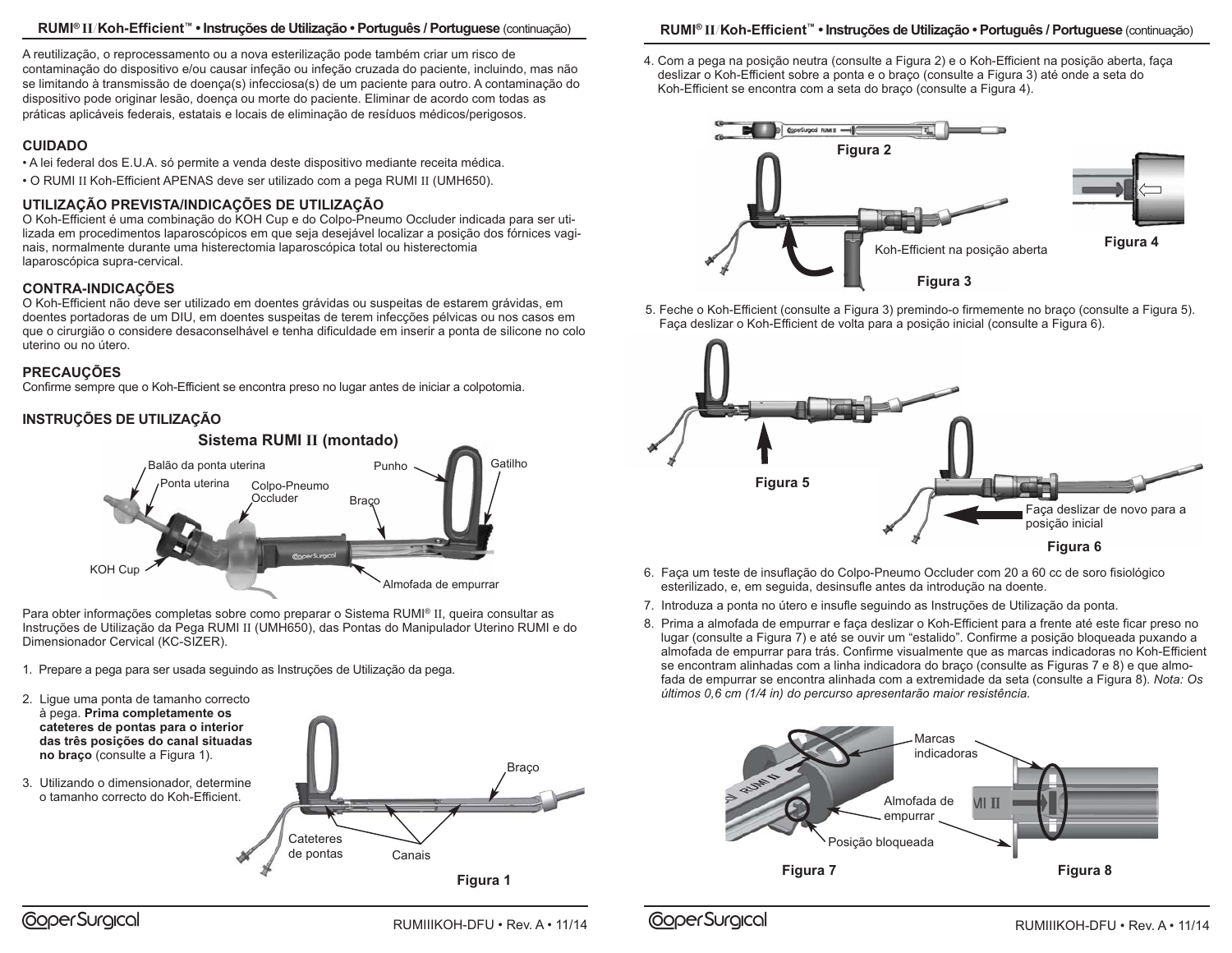A reutilização, o reprocessamento ou a nova esterilização pode também criar um risco de contaminação do dispositivo e/ou causar infeção ou infeção cruzada do paciente, incluindo, mas não se limitando à transmissão de doença(s) infecciosa(s) de um paciente para outro. A contaminação do dispositivo pode originar lesão, doença ou morte do paciente. Eliminar de acordo com todas as práticas aplicáveis federais, estatais e locais de eliminação de resíduos médicos/perigosos.

## CUIDADO

- A lei federal dos E.U.A. só permite a venda deste dispositivo mediante receita médica.
- O RUMI II Koh-Efficient APENAS deve ser utilizado com a pega RUMI II (UMH650).

## UTILIZAÇÃO PREVISTA/INDICAÇÕES DE UTILIZAÇÃO

O Koh-Efficient é uma combinação do KOH Cup e do Colpo-Pneumo Occluder indicada para ser utilizada em procedimentos laparoscópicos em que seja desejável localizar a posição dos fórnices vaginais, normalmente durante uma histerectomia laparoscópica total ou histerectomia laparoscópica supra-cervical.

## CONTRA-INDICAÇÕES

O Koh-Efficient não deve ser utilizado em doentes grávidas ou suspeitas de estarem grávidas, em doentes portadoras de um DIU, em doentes suspeitas de terem infecções pélvicas ou nos casos em que o cirurgião o considere desaconselhável e tenha dificuldade em inserir a ponta de silicone no colo uterino ou no útero.

## PRECAUÇÕES

Confirme sempre que o Koh-Efficient se encontra preso no lugar antes de iniciar a colpotomia.

## INSTRUÇÕES DE UTILIZAÇÃO

**Sistema RUMI II (montado)**

Balão da ponta uterina
Ponta uterina
Colpo-Pneumo Occluder
Punho
Gatilho
Braço
KOH Cup
Almofada de empurrar

Para obter informações completas sobre como preparar o Sistema RUMI® II, queira consultar as Instruções de Utilização da Pega RUMI II (UMH650), das Pontas do Manipulador Uterino RUMI e do Dimensionador Cervical (KC-SIZER).

1. Prepare a pega para ser usada seguindo as Instruções de Utilização da pega.
2. Ligue uma ponta de tamanho correcto à pega. **Prima completamente os cateteres de pontas para o interior das três posições do canal situadas no braço** (consulte a Figura 1).
3. Utilizando o dimensionador, determine o tamanho correcto do Koh-Efficient.

Braço
Cateteres de pontas
Canais

Figura 1

4. Com a pega na posição neutra (consulte a Figura 2) e o Koh-Efficient na posição aberta, faça deslizar o Koh-Efficient sobre a ponta e o braço (consulte a Figura 3) até onde a seta do Koh-Efficient se encontra com a seta do braço (consulte a Figura 4).

Figura 2

Koh-Efficient na posição aberta

Figura 3

Figura 4

5. Feche o Koh-Efficient (consulte a Figura 3) premindo-o firmemente no braço (consulte a Figura 5). Faça deslizar o Koh-Efficient de volta para a posição inicial (consulte a Figura 6).

Figura 5

Faça deslizar de novo para a posição inicial

Figura 6

6. Faça um teste de insuflação do Colpo-Pneumo Occluder com 20 a 60 cc de soro fisiológico esterilizado, e, em seguida, desinsufle antes da introdução na doente.
7. Introduza a ponta no útero e insufle seguindo as Instruções de Utilização da ponta.
8. Prima a almofada de empurrar e faça deslizar o Koh-Efficient para a frente até este ficar preso no lugar (consulte a Figura 7) e até se ouvir um "estalido". Confirme a posição bloqueada puxando a almofada de empurrar para trás. Confirme visualmente que as marcas indicadoras no Koh-Efficient se encontram alinhadas com a linha indicadora do braço (consulte as Figuras 7 e 8) e que almofada de empurrar se encontra alinhada com a extremidade da seta (consulte a Figura 8). *Nota: Os últimos 0,6 cm (1/4 in) do percurso apresentarão maior resistência.*

Marcas indicadoras
Almofada de empurrar
Posição bloqueada

Figura 7

Figura 8